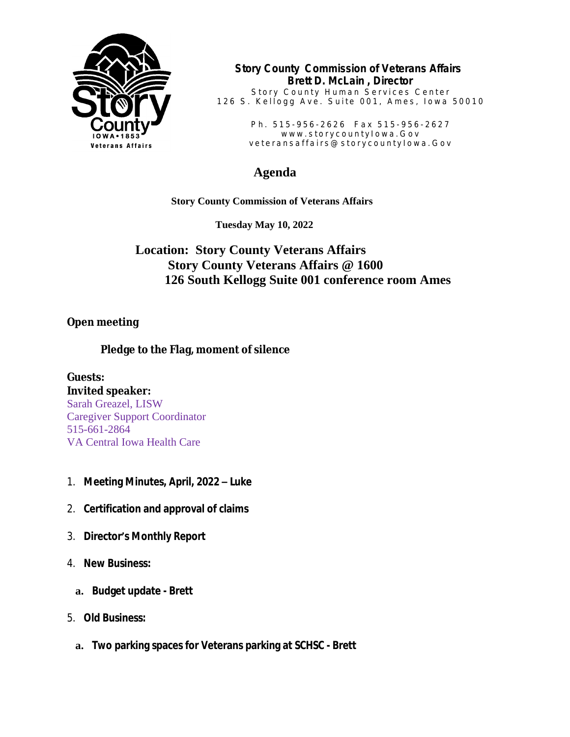**Story County Commission of Veterans Affairs**
**Brett D. McLain , Director**
Story County Human Services Center
126 S. Kellogg Ave. Suite 001, Ames, Iowa 50010

Ph. 515-956-2626 Fax 515-956-2627
www.storycountyIowa.Gov
veteransaffairs@storycountyIowa.Gov

# Agenda

**Story County Commission of Veterans Affairs**

**Tuesday May 10, 2022**

**Location: Story County Veterans Affairs**
**Story County Veterans Affairs @ 1600**
**126 South Kellogg Suite 001 conference room Ames**

**Open meeting**

**Pledge to the Flag, moment of silence**

**Guests:**
**Invited speaker:**
Sarah Greazel, LISW
Caregiver Support Coordinator
515-661-2864
VA Central Iowa Health Care

1. **Meeting Minutes, April, 2022 – Luke**
2. **Certification and approval of claims**
3. **Director's Monthly Report**
4. **New Business:**
   a. **Budget update - Brett**
5. **Old Business:**
   a. **Two parking spaces for Veterans parking at SCHSC - Brett**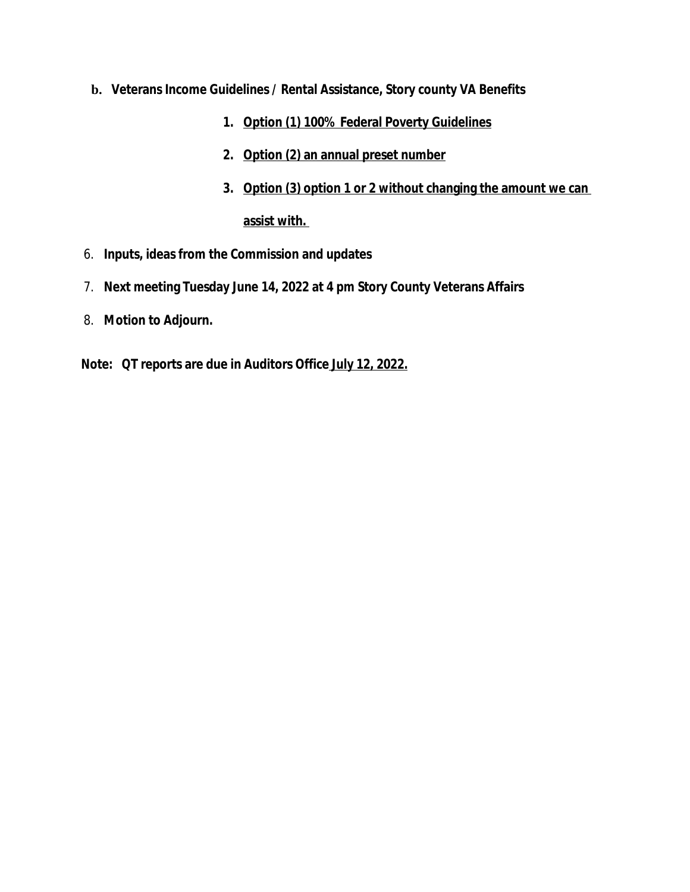b. **Veterans Income Guidelines / Rental Assistance, Story county VA Benefits**

   1. **Option (1) 100% Federal Poverty Guidelines**
   2. **Option (2) an annual preset number**
   3. **Option (3) option 1 or 2 without changing the amount we can assist with.**

6. **Inputs, ideas from the Commission and updates**
7. **Next meeting Tuesday June 14, 2022 at 4 pm Story County Veterans Affairs**
8. **Motion to Adjourn.**

**Note: QT reports are due in Auditors Office July 12, 2022.**